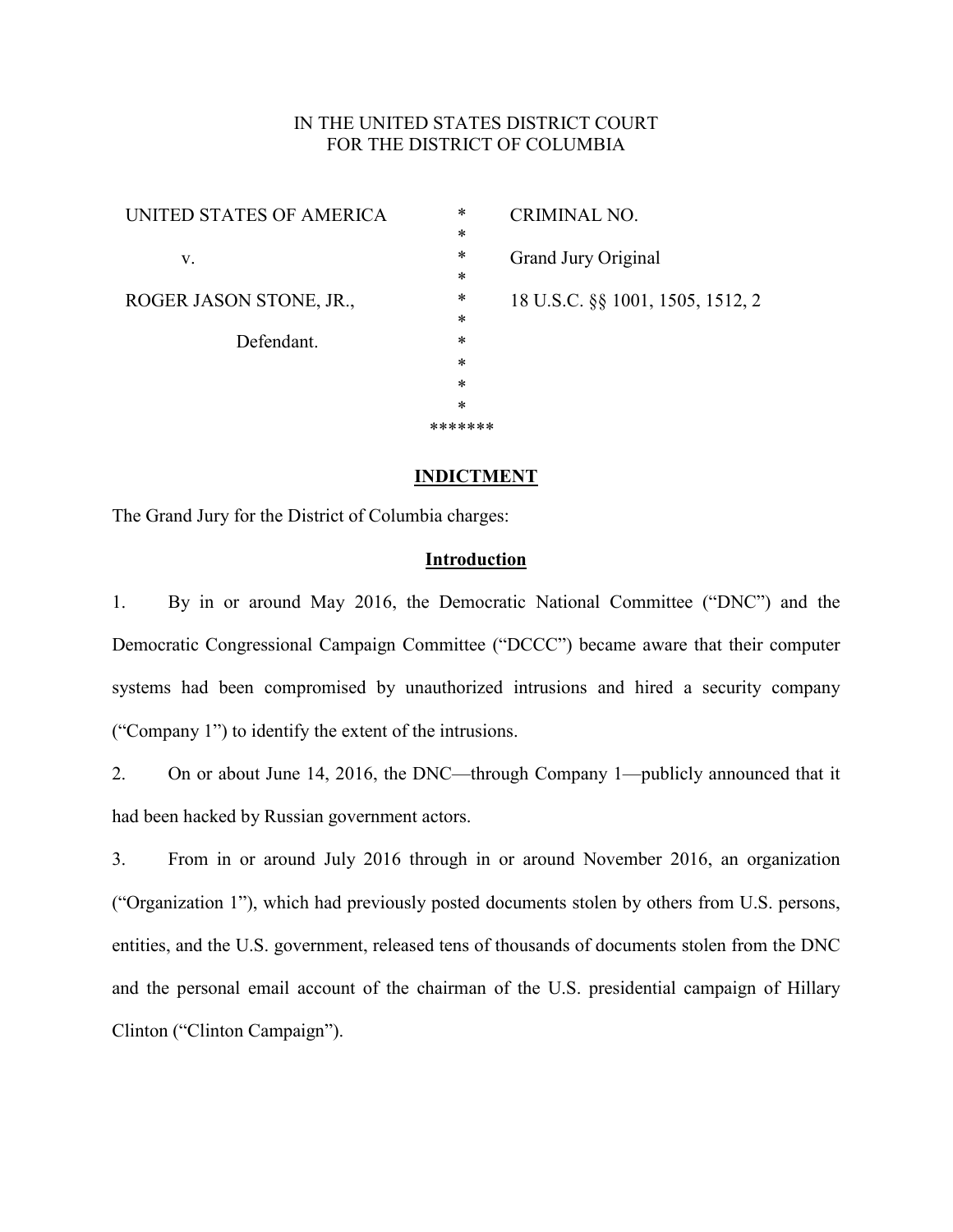IN THE UNITED STATES DISTRICT COURT
FOR THE DISTRICT OF COLUMBIA

| | | |
|---|---|---|
| UNITED STATES OF AMERICA | * | CRIMINAL NO. |
| | * | |
| v. | * | Grand Jury Original |
| | * | |
| ROGER JASON STONE, JR., | * | 18 U.S.C. §§ 1001, 1505, 1512, 2 |
| | * | |
| Defendant. | * | |
| | * | |
| | * | |
| | * | |
| | ******* | |

## INDICTMENT

The Grand Jury for the District of Columbia charges:

### Introduction

1. By in or around May 2016, the Democratic National Committee ("DNC") and the Democratic Congressional Campaign Committee ("DCCC") became aware that their computer systems had been compromised by unauthorized intrusions and hired a security company ("Company 1") to identify the extent of the intrusions.

2. On or about June 14, 2016, the DNC—through Company 1—publicly announced that it had been hacked by Russian government actors.

3. From in or around July 2016 through in or around November 2016, an organization ("Organization 1"), which had previously posted documents stolen by others from U.S. persons, entities, and the U.S. government, released tens of thousands of documents stolen from the DNC and the personal email account of the chairman of the U.S. presidential campaign of Hillary Clinton ("Clinton Campaign").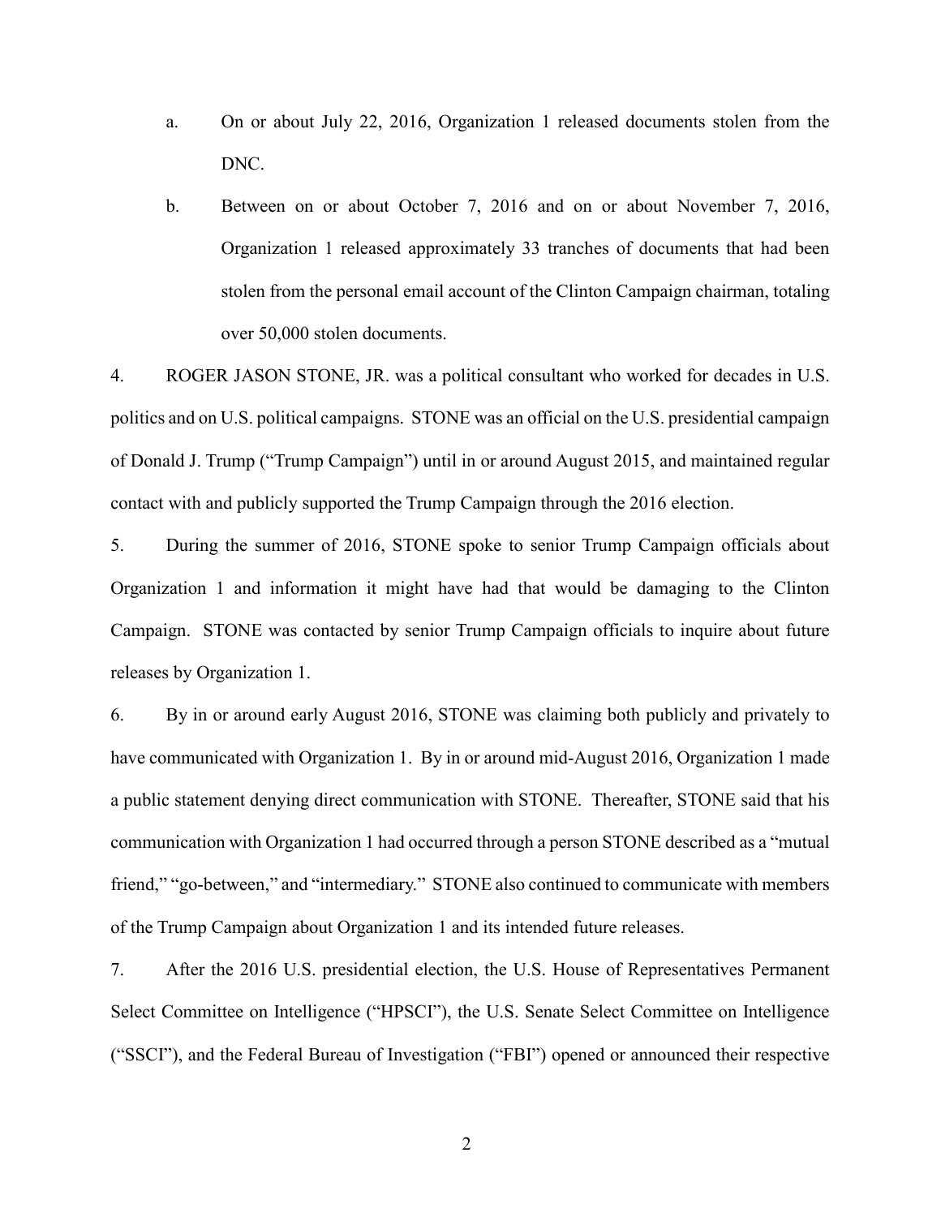a. On or about July 22, 2016, Organization 1 released documents stolen from the DNC.

b. Between on or about October 7, 2016 and on or about November 7, 2016, Organization 1 released approximately 33 tranches of documents that had been stolen from the personal email account of the Clinton Campaign chairman, totaling over 50,000 stolen documents.

4. ROGER JASON STONE, JR. was a political consultant who worked for decades in U.S. politics and on U.S. political campaigns. STONE was an official on the U.S. presidential campaign of Donald J. Trump ("Trump Campaign") until in or around August 2015, and maintained regular contact with and publicly supported the Trump Campaign through the 2016 election.

5. During the summer of 2016, STONE spoke to senior Trump Campaign officials about Organization 1 and information it might have had that would be damaging to the Clinton Campaign. STONE was contacted by senior Trump Campaign officials to inquire about future releases by Organization 1.

6. By in or around early August 2016, STONE was claiming both publicly and privately to have communicated with Organization 1. By in or around mid-August 2016, Organization 1 made a public statement denying direct communication with STONE. Thereafter, STONE said that his communication with Organization 1 had occurred through a person STONE described as a "mutual friend," "go-between," and "intermediary." STONE also continued to communicate with members of the Trump Campaign about Organization 1 and its intended future releases.

7. After the 2016 U.S. presidential election, the U.S. House of Representatives Permanent Select Committee on Intelligence ("HPSCI"), the U.S. Senate Select Committee on Intelligence ("SSCI"), and the Federal Bureau of Investigation ("FBI") opened or announced their respective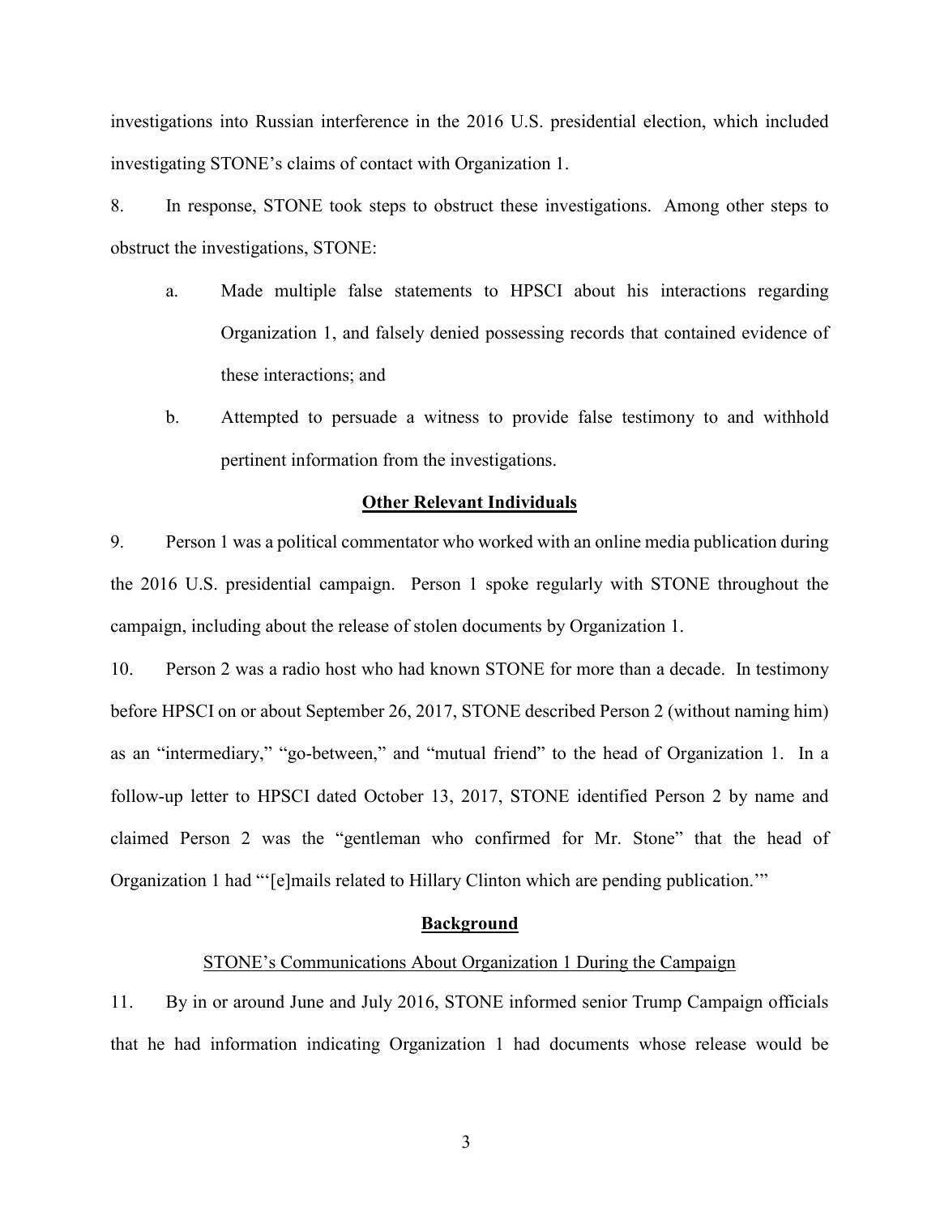investigations into Russian interference in the 2016 U.S. presidential election, which included investigating STONE's claims of contact with Organization 1.

8. In response, STONE took steps to obstruct these investigations. Among other steps to obstruct the investigations, STONE:

   a. Made multiple false statements to HPSCI about his interactions regarding Organization 1, and falsely denied possessing records that contained evidence of these interactions; and

   b. Attempted to persuade a witness to provide false testimony to and withhold pertinent information from the investigations.

## Other Relevant Individuals

9. Person 1 was a political commentator who worked with an online media publication during the 2016 U.S. presidential campaign. Person 1 spoke regularly with STONE throughout the campaign, including about the release of stolen documents by Organization 1.

10. Person 2 was a radio host who had known STONE for more than a decade. In testimony before HPSCI on or about September 26, 2017, STONE described Person 2 (without naming him) as an "intermediary," "go-between," and "mutual friend" to the head of Organization 1. In a follow-up letter to HPSCI dated October 13, 2017, STONE identified Person 2 by name and claimed Person 2 was the "gentleman who confirmed for Mr. Stone" that the head of Organization 1 had "'[e]mails related to Hillary Clinton which are pending publication.'"

## Background

### STONE's Communications About Organization 1 During the Campaign

11. By in or around June and July 2016, STONE informed senior Trump Campaign officials that he had information indicating Organization 1 had documents whose release would be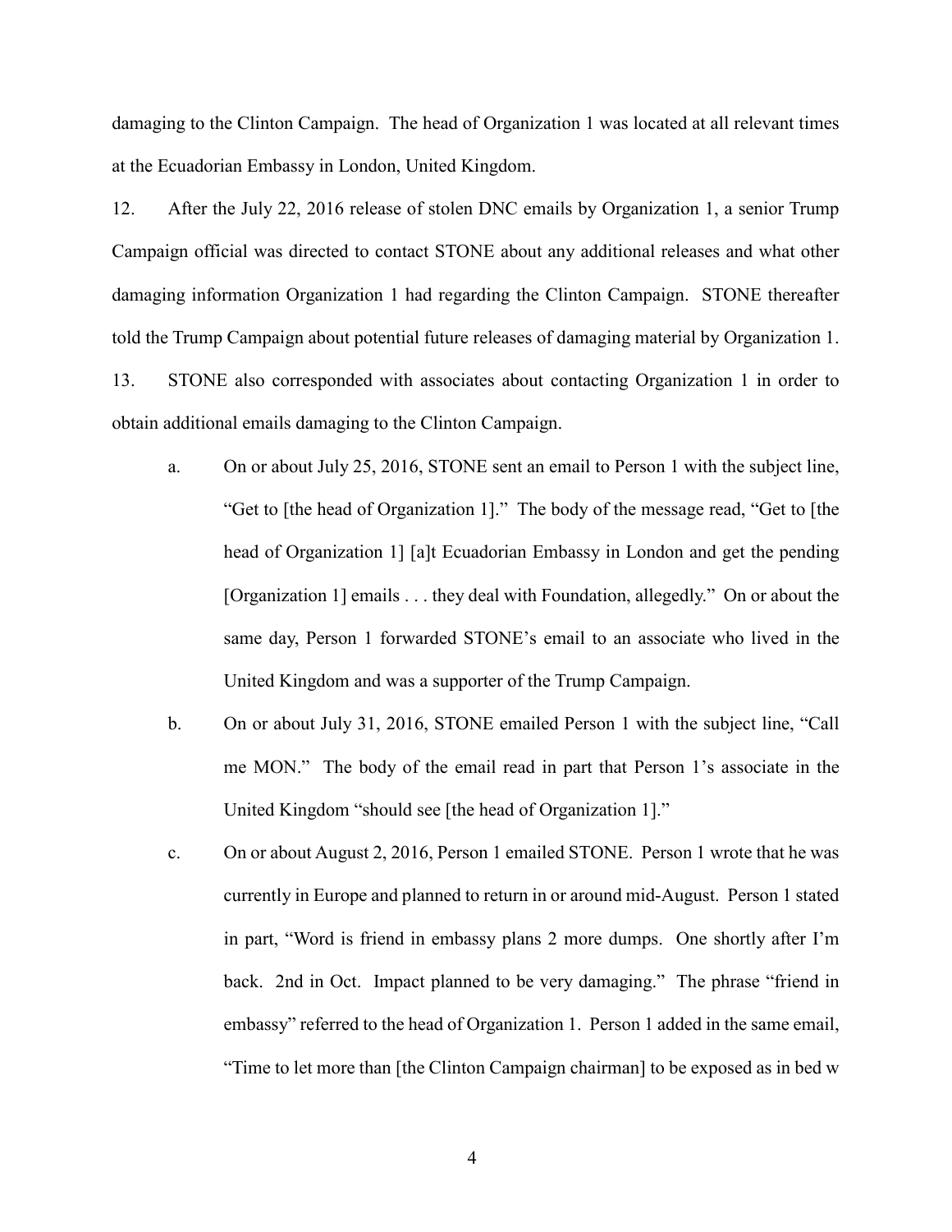damaging to the Clinton Campaign. The head of Organization 1 was located at all relevant times at the Ecuadorian Embassy in London, United Kingdom.

12. After the July 22, 2016 release of stolen DNC emails by Organization 1, a senior Trump Campaign official was directed to contact STONE about any additional releases and what other damaging information Organization 1 had regarding the Clinton Campaign. STONE thereafter told the Trump Campaign about potential future releases of damaging material by Organization 1.

13. STONE also corresponded with associates about contacting Organization 1 in order to obtain additional emails damaging to the Clinton Campaign.

   a. On or about July 25, 2016, STONE sent an email to Person 1 with the subject line, "Get to [the head of Organization 1]." The body of the message read, "Get to [the head of Organization 1] [a]t Ecuadorian Embassy in London and get the pending [Organization 1] emails . . . they deal with Foundation, allegedly." On or about the same day, Person 1 forwarded STONE's email to an associate who lived in the United Kingdom and was a supporter of the Trump Campaign.

   b. On or about July 31, 2016, STONE emailed Person 1 with the subject line, "Call me MON." The body of the email read in part that Person 1's associate in the United Kingdom "should see [the head of Organization 1]."

   c. On or about August 2, 2016, Person 1 emailed STONE. Person 1 wrote that he was currently in Europe and planned to return in or around mid-August. Person 1 stated in part, "Word is friend in embassy plans 2 more dumps. One shortly after I'm back. 2nd in Oct. Impact planned to be very damaging." The phrase "friend in embassy" referred to the head of Organization 1. Person 1 added in the same email, "Time to let more than [the Clinton Campaign chairman] to be exposed as in bed w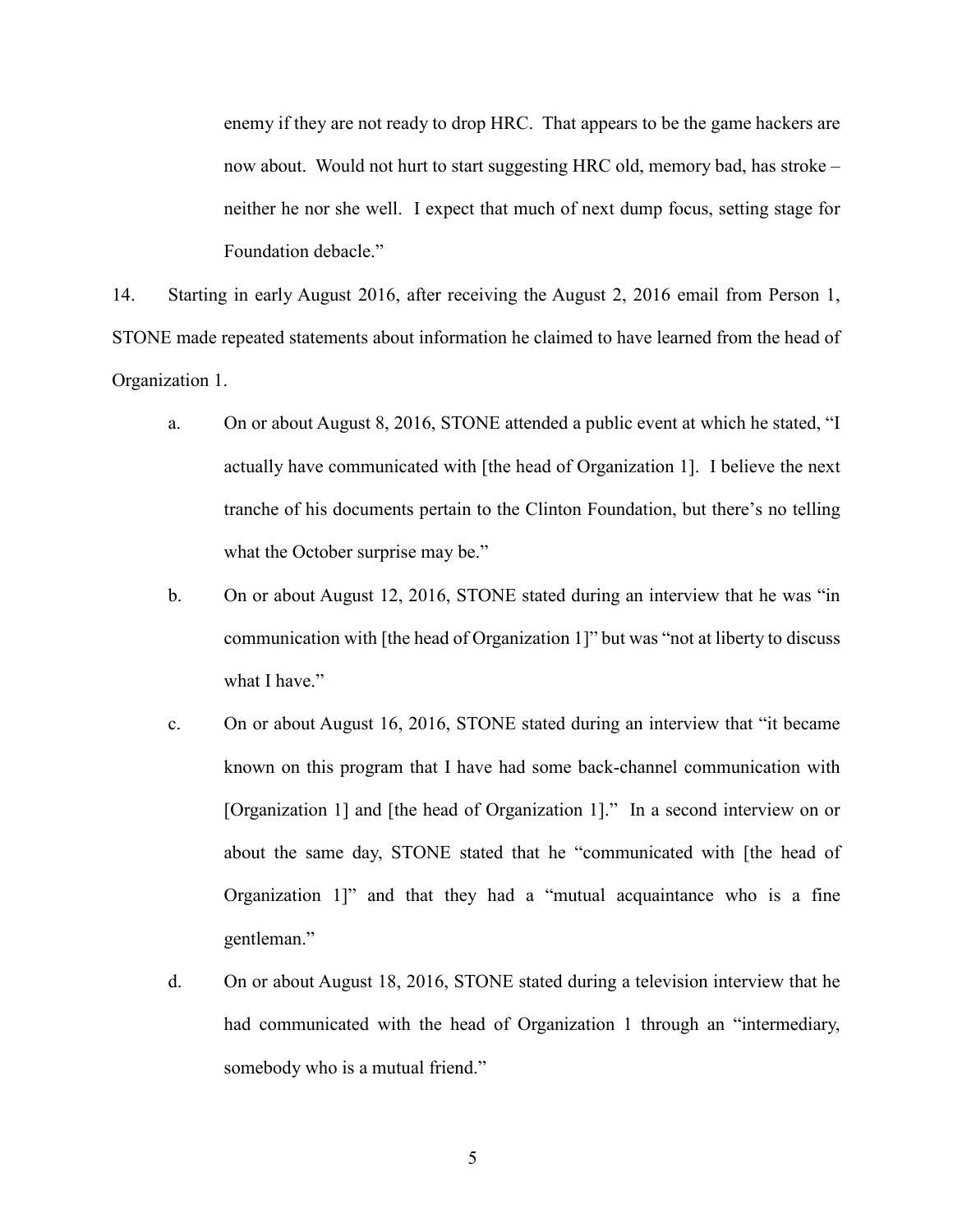enemy if they are not ready to drop HRC. That appears to be the game hackers are now about. Would not hurt to start suggesting HRC old, memory bad, has stroke – neither he nor she well. I expect that much of next dump focus, setting stage for Foundation debacle."

14. Starting in early August 2016, after receiving the August 2, 2016 email from Person 1, STONE made repeated statements about information he claimed to have learned from the head of Organization 1.

a. On or about August 8, 2016, STONE attended a public event at which he stated, "I actually have communicated with [the head of Organization 1]. I believe the next tranche of his documents pertain to the Clinton Foundation, but there's no telling what the October surprise may be."

b. On or about August 12, 2016, STONE stated during an interview that he was "in communication with [the head of Organization 1]" but was "not at liberty to discuss what I have."

c. On or about August 16, 2016, STONE stated during an interview that "it became known on this program that I have had some back-channel communication with [Organization 1] and [the head of Organization 1]." In a second interview on or about the same day, STONE stated that he "communicated with [the head of Organization 1]" and that they had a "mutual acquaintance who is a fine gentleman."

d. On or about August 18, 2016, STONE stated during a television interview that he had communicated with the head of Organization 1 through an "intermediary, somebody who is a mutual friend."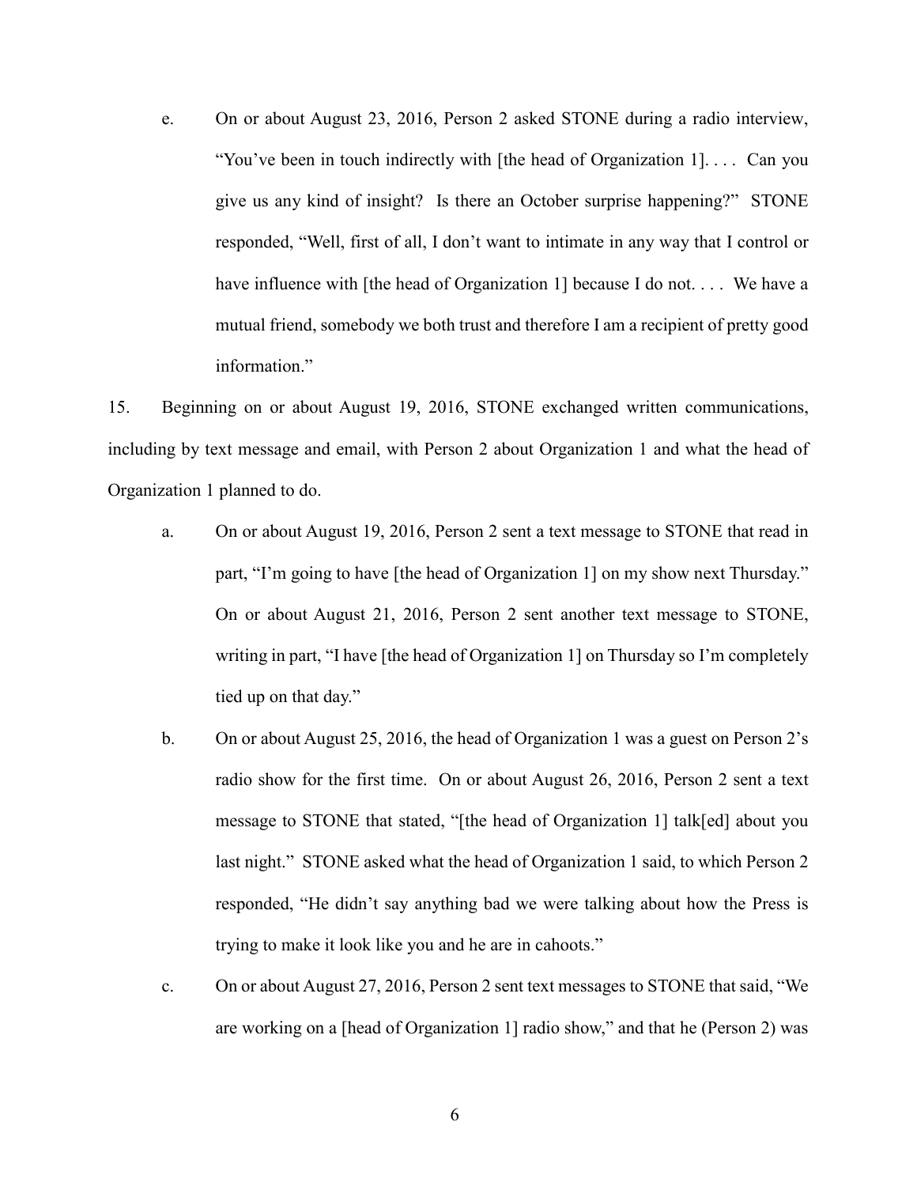e. On or about August 23, 2016, Person 2 asked STONE during a radio interview, "You've been in touch indirectly with [the head of Organization 1]. . . . Can you give us any kind of insight? Is there an October surprise happening?" STONE responded, "Well, first of all, I don't want to intimate in any way that I control or have influence with [the head of Organization 1] because I do not. . . . We have a mutual friend, somebody we both trust and therefore I am a recipient of pretty good information."

15. Beginning on or about August 19, 2016, STONE exchanged written communications, including by text message and email, with Person 2 about Organization 1 and what the head of Organization 1 planned to do.

a. On or about August 19, 2016, Person 2 sent a text message to STONE that read in part, "I'm going to have [the head of Organization 1] on my show next Thursday." On or about August 21, 2016, Person 2 sent another text message to STONE, writing in part, "I have [the head of Organization 1] on Thursday so I'm completely tied up on that day."

b. On or about August 25, 2016, the head of Organization 1 was a guest on Person 2's radio show for the first time. On or about August 26, 2016, Person 2 sent a text message to STONE that stated, "[the head of Organization 1] talk[ed] about you last night." STONE asked what the head of Organization 1 said, to which Person 2 responded, "He didn't say anything bad we were talking about how the Press is trying to make it look like you and he are in cahoots."

c. On or about August 27, 2016, Person 2 sent text messages to STONE that said, "We are working on a [head of Organization 1] radio show," and that he (Person 2) was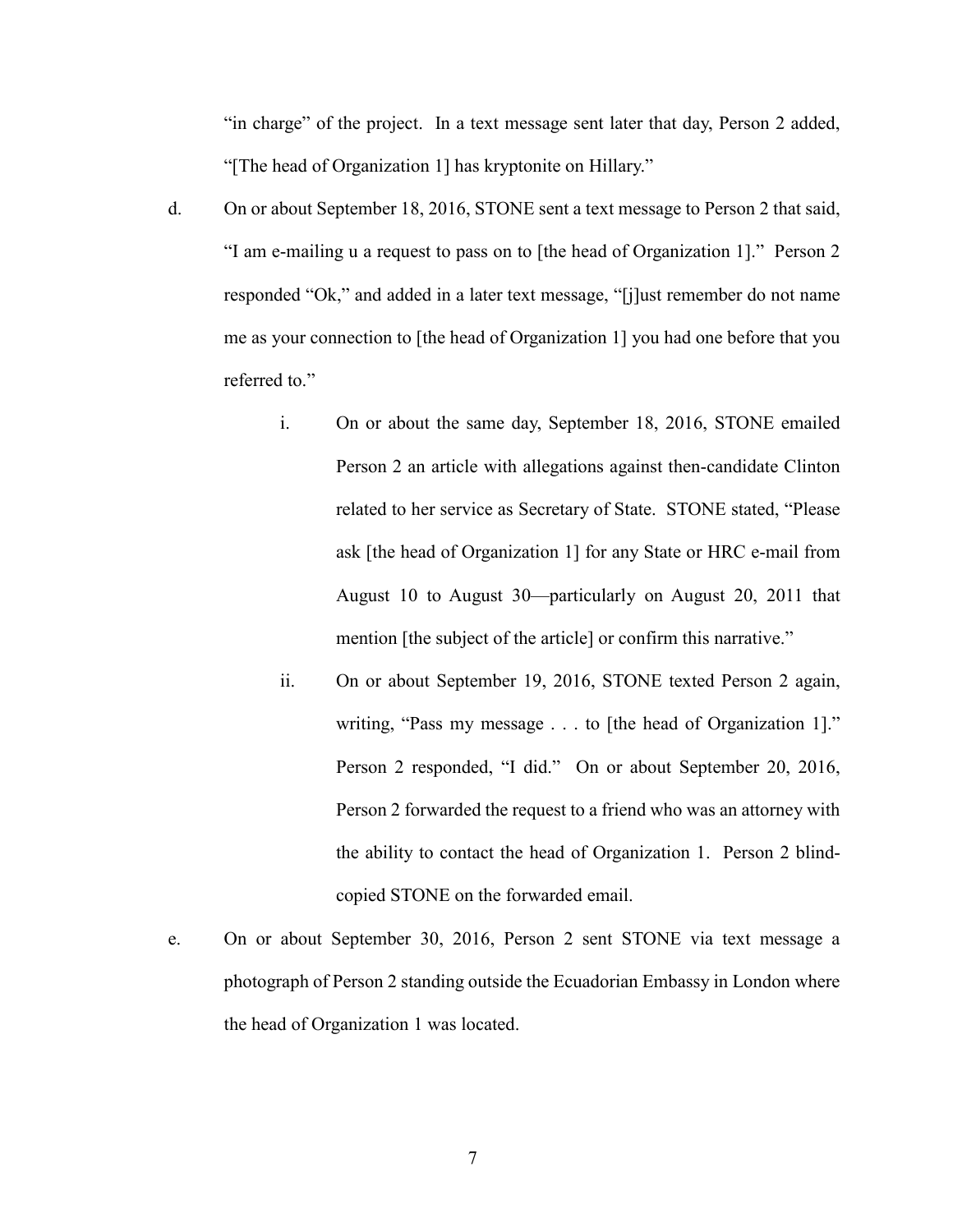"in charge" of the project. In a text message sent later that day, Person 2 added, "[The head of Organization 1] has kryptonite on Hillary."

d. On or about September 18, 2016, STONE sent a text message to Person 2 that said, "I am e-mailing u a request to pass on to [the head of Organization 1]." Person 2 responded "Ok," and added in a later text message, "[j]ust remember do not name me as your connection to [the head of Organization 1] you had one before that you referred to."

   i. On or about the same day, September 18, 2016, STONE emailed Person 2 an article with allegations against then-candidate Clinton related to her service as Secretary of State. STONE stated, "Please ask [the head of Organization 1] for any State or HRC e-mail from August 10 to August 30—particularly on August 20, 2011 that mention [the subject of the article] or confirm this narrative."

   ii. On or about September 19, 2016, STONE texted Person 2 again, writing, "Pass my message . . . to [the head of Organization 1]." Person 2 responded, "I did." On or about September 20, 2016, Person 2 forwarded the request to a friend who was an attorney with the ability to contact the head of Organization 1. Person 2 blind-copied STONE on the forwarded email.

e. On or about September 30, 2016, Person 2 sent STONE via text message a photograph of Person 2 standing outside the Ecuadorian Embassy in London where the head of Organization 1 was located.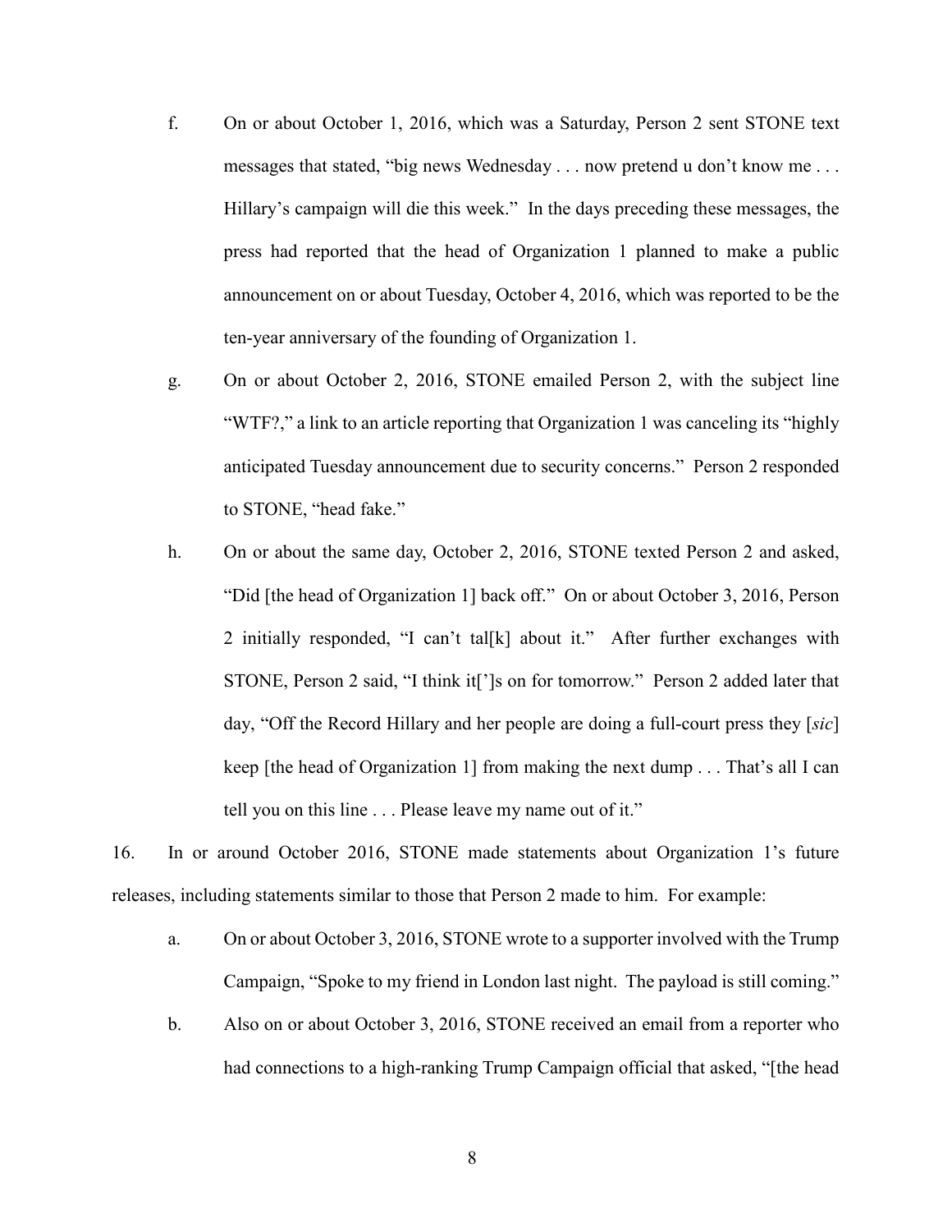f. On or about October 1, 2016, which was a Saturday, Person 2 sent STONE text messages that stated, "big news Wednesday . . . now pretend u don't know me . . . Hillary's campaign will die this week." In the days preceding these messages, the press had reported that the head of Organization 1 planned to make a public announcement on or about Tuesday, October 4, 2016, which was reported to be the ten-year anniversary of the founding of Organization 1.

g. On or about October 2, 2016, STONE emailed Person 2, with the subject line "WTF?," a link to an article reporting that Organization 1 was canceling its "highly anticipated Tuesday announcement due to security concerns." Person 2 responded to STONE, "head fake."

h. On or about the same day, October 2, 2016, STONE texted Person 2 and asked, "Did [the head of Organization 1] back off." On or about October 3, 2016, Person 2 initially responded, "I can't tal[k] about it." After further exchanges with STONE, Person 2 said, "I think it[']s on for tomorrow." Person 2 added later that day, "Off the Record Hillary and her people are doing a full-court press they [*sic*] keep [the head of Organization 1] from making the next dump . . . That's all I can tell you on this line . . . Please leave my name out of it."

16. In or around October 2016, STONE made statements about Organization 1's future releases, including statements similar to those that Person 2 made to him. For example:

a. On or about October 3, 2016, STONE wrote to a supporter involved with the Trump Campaign, "Spoke to my friend in London last night. The payload is still coming."

b. Also on or about October 3, 2016, STONE received an email from a reporter who had connections to a high-ranking Trump Campaign official that asked, "[the head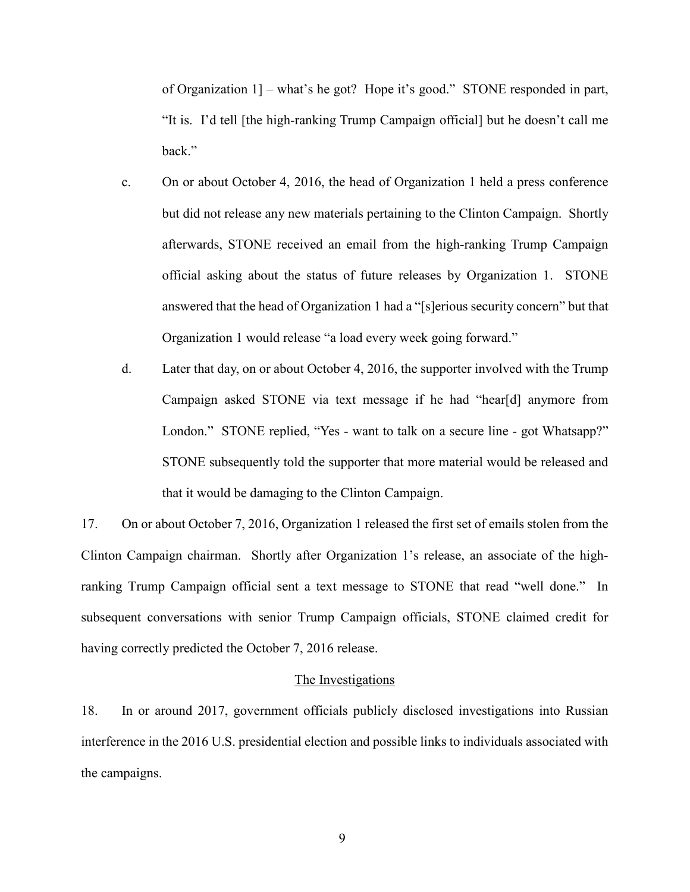of Organization 1] – what's he got? Hope it's good." STONE responded in part, "It is. I'd tell [the high-ranking Trump Campaign official] but he doesn't call me back."

c. On or about October 4, 2016, the head of Organization 1 held a press conference but did not release any new materials pertaining to the Clinton Campaign. Shortly afterwards, STONE received an email from the high-ranking Trump Campaign official asking about the status of future releases by Organization 1. STONE answered that the head of Organization 1 had a "[s]erious security concern" but that Organization 1 would release "a load every week going forward."

d. Later that day, on or about October 4, 2016, the supporter involved with the Trump Campaign asked STONE via text message if he had "hear[d] anymore from London." STONE replied, "Yes - want to talk on a secure line - got Whatsapp?" STONE subsequently told the supporter that more material would be released and that it would be damaging to the Clinton Campaign.

17. On or about October 7, 2016, Organization 1 released the first set of emails stolen from the Clinton Campaign chairman. Shortly after Organization 1's release, an associate of the high-ranking Trump Campaign official sent a text message to STONE that read "well done." In subsequent conversations with senior Trump Campaign officials, STONE claimed credit for having correctly predicted the October 7, 2016 release.

## The Investigations

18. In or around 2017, government officials publicly disclosed investigations into Russian interference in the 2016 U.S. presidential election and possible links to individuals associated with the campaigns.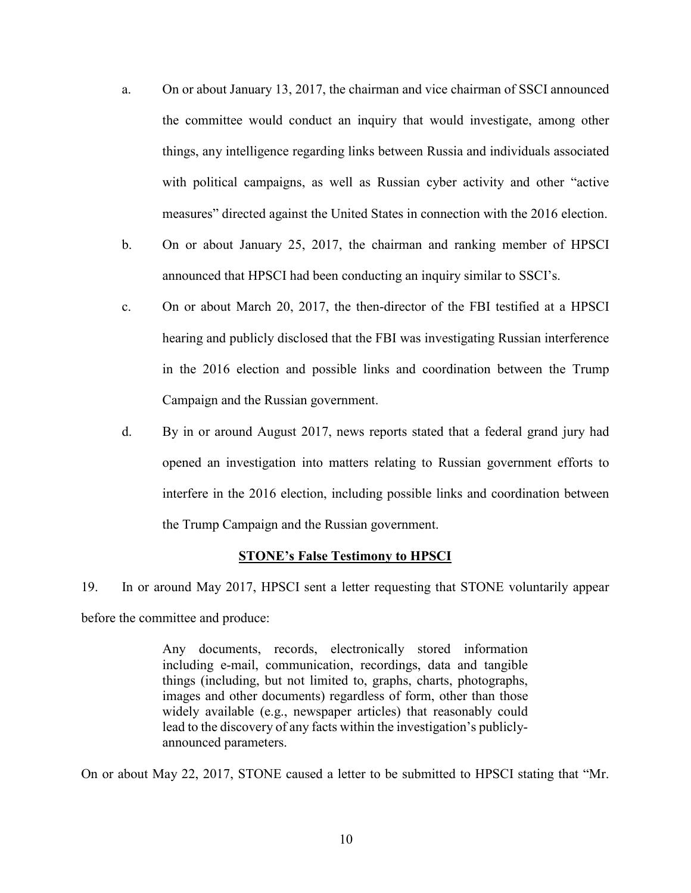a. On or about January 13, 2017, the chairman and vice chairman of SSCI announced the committee would conduct an inquiry that would investigate, among other things, any intelligence regarding links between Russia and individuals associated with political campaigns, as well as Russian cyber activity and other "active measures" directed against the United States in connection with the 2016 election.

b. On or about January 25, 2017, the chairman and ranking member of HPSCI announced that HPSCI had been conducting an inquiry similar to SSCI's.

c. On or about March 20, 2017, the then-director of the FBI testified at a HPSCI hearing and publicly disclosed that the FBI was investigating Russian interference in the 2016 election and possible links and coordination between the Trump Campaign and the Russian government.

d. By in or around August 2017, news reports stated that a federal grand jury had opened an investigation into matters relating to Russian government efforts to interfere in the 2016 election, including possible links and coordination between the Trump Campaign and the Russian government.

**STONE's False Testimony to HPSCI**

19. In or around May 2017, HPSCI sent a letter requesting that STONE voluntarily appear before the committee and produce:

> Any documents, records, electronically stored information including e-mail, communication, recordings, data and tangible things (including, but not limited to, graphs, charts, photographs, images and other documents) regardless of form, other than those widely available (e.g., newspaper articles) that reasonably could lead to the discovery of any facts within the investigation's publicly-announced parameters.

On or about May 22, 2017, STONE caused a letter to be submitted to HPSCI stating that "Mr.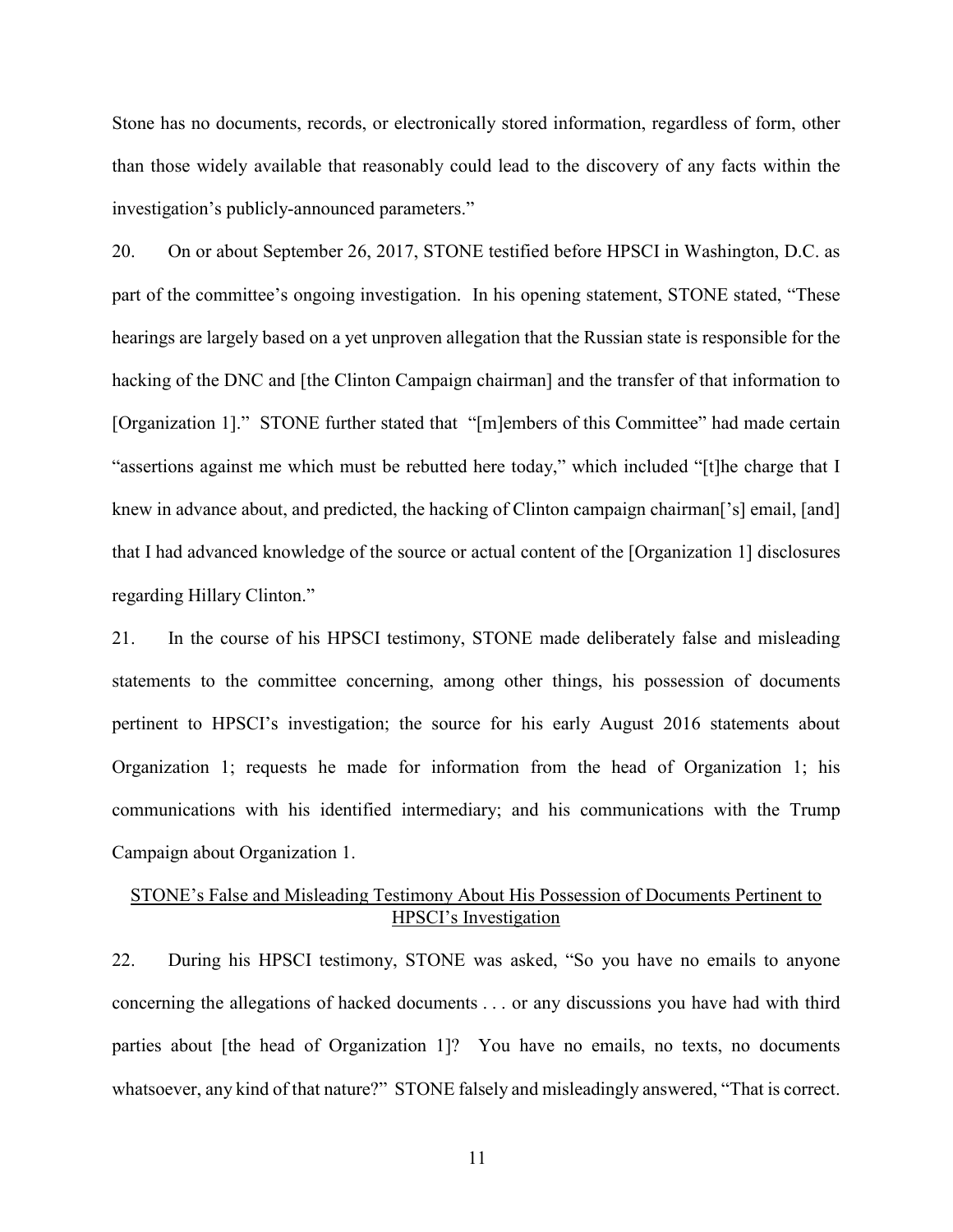Stone has no documents, records, or electronically stored information, regardless of form, other than those widely available that reasonably could lead to the discovery of any facts within the investigation's publicly-announced parameters."

20. On or about September 26, 2017, STONE testified before HPSCI in Washington, D.C. as part of the committee's ongoing investigation. In his opening statement, STONE stated, "These hearings are largely based on a yet unproven allegation that the Russian state is responsible for the hacking of the DNC and [the Clinton Campaign chairman] and the transfer of that information to [Organization 1]." STONE further stated that "[m]embers of this Committee" had made certain "assertions against me which must be rebutted here today," which included "[t]he charge that I knew in advance about, and predicted, the hacking of Clinton campaign chairman['s] email, [and] that I had advanced knowledge of the source or actual content of the [Organization 1] disclosures regarding Hillary Clinton."

21. In the course of his HPSCI testimony, STONE made deliberately false and misleading statements to the committee concerning, among other things, his possession of documents pertinent to HPSCI's investigation; the source for his early August 2016 statements about Organization 1; requests he made for information from the head of Organization 1; his communications with his identified intermediary; and his communications with the Trump Campaign about Organization 1.

<u>STONE's False and Misleading Testimony About His Possession of Documents Pertinent to HPSCI's Investigation</u>

22. During his HPSCI testimony, STONE was asked, "So you have no emails to anyone concerning the allegations of hacked documents . . . or any discussions you have had with third parties about [the head of Organization 1]? You have no emails, no texts, no documents whatsoever, any kind of that nature?" STONE falsely and misleadingly answered, "That is correct.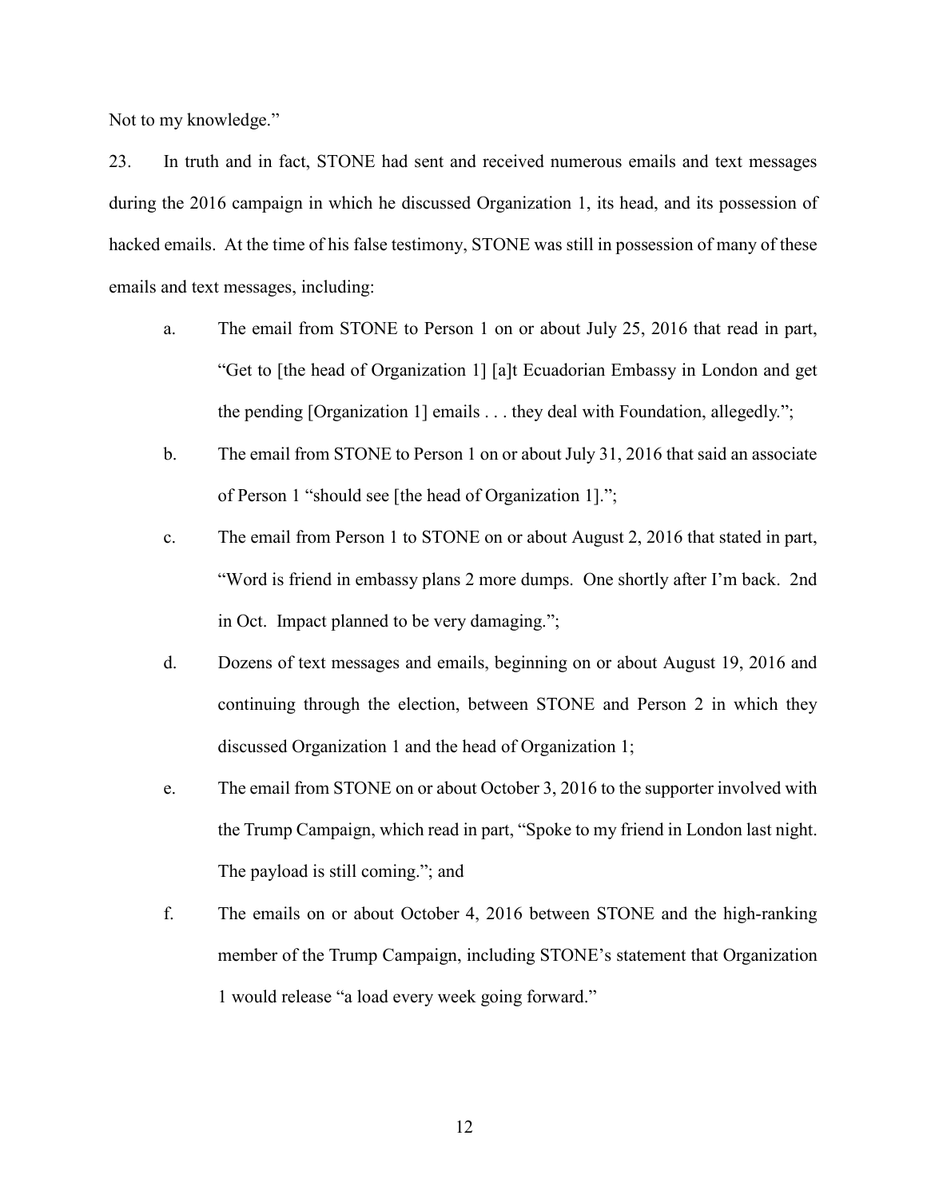Not to my knowledge."

23. In truth and in fact, STONE had sent and received numerous emails and text messages during the 2016 campaign in which he discussed Organization 1, its head, and its possession of hacked emails. At the time of his false testimony, STONE was still in possession of many of these emails and text messages, including:

a. The email from STONE to Person 1 on or about July 25, 2016 that read in part, "Get to [the head of Organization 1] [a]t Ecuadorian Embassy in London and get the pending [Organization 1] emails . . . they deal with Foundation, allegedly.";

b. The email from STONE to Person 1 on or about July 31, 2016 that said an associate of Person 1 "should see [the head of Organization 1].";

c. The email from Person 1 to STONE on or about August 2, 2016 that stated in part, "Word is friend in embassy plans 2 more dumps. One shortly after I'm back. 2nd in Oct. Impact planned to be very damaging.";

d. Dozens of text messages and emails, beginning on or about August 19, 2016 and continuing through the election, between STONE and Person 2 in which they discussed Organization 1 and the head of Organization 1;

e. The email from STONE on or about October 3, 2016 to the supporter involved with the Trump Campaign, which read in part, "Spoke to my friend in London last night. The payload is still coming."; and

f. The emails on or about October 4, 2016 between STONE and the high-ranking member of the Trump Campaign, including STONE's statement that Organization 1 would release "a load every week going forward."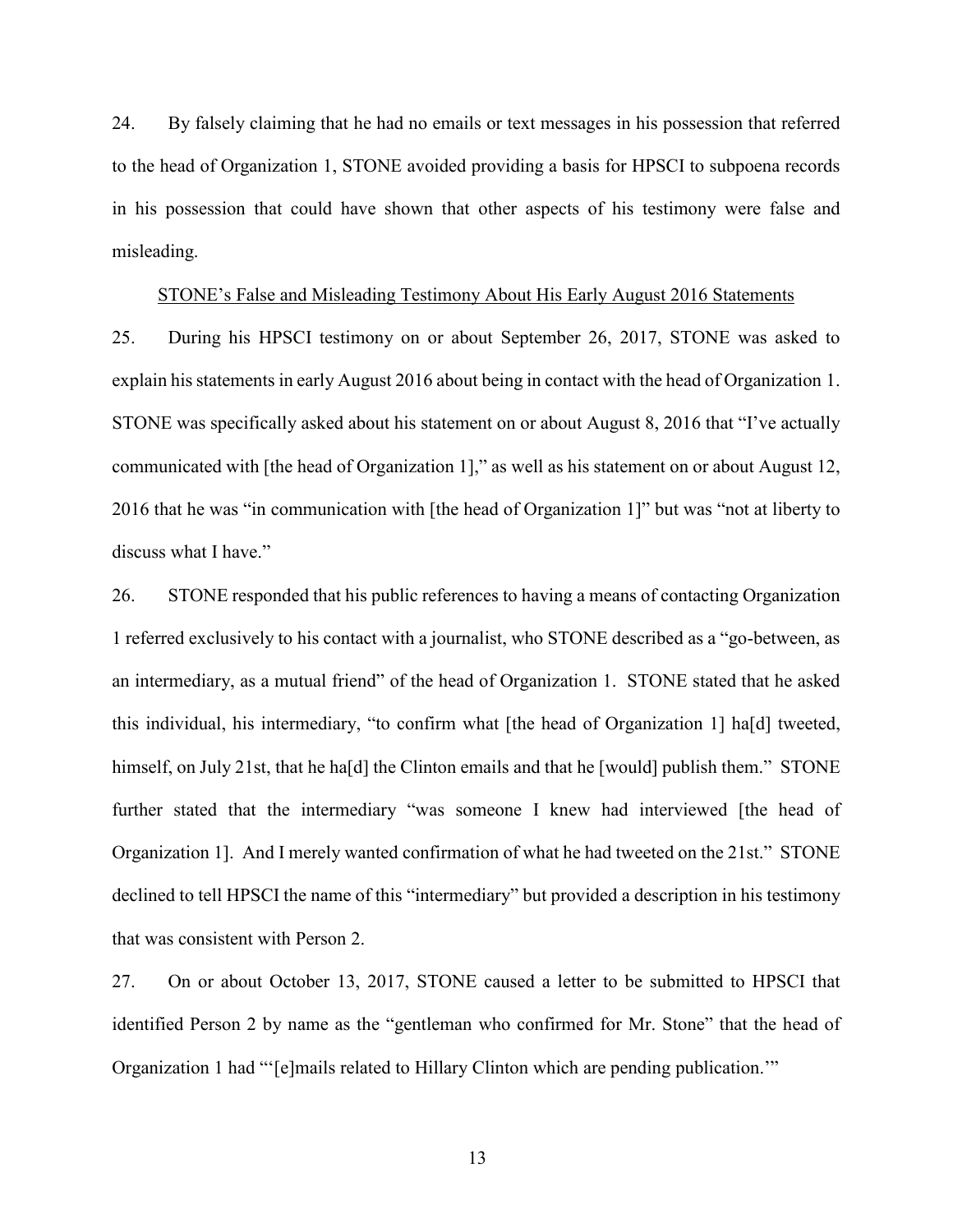24. By falsely claiming that he had no emails or text messages in his possession that referred to the head of Organization 1, STONE avoided providing a basis for HPSCI to subpoena records in his possession that could have shown that other aspects of his testimony were false and misleading.

<u>STONE's False and Misleading Testimony About His Early August 2016 Statements</u>

25. During his HPSCI testimony on or about September 26, 2017, STONE was asked to explain his statements in early August 2016 about being in contact with the head of Organization 1. STONE was specifically asked about his statement on or about August 8, 2016 that "I've actually communicated with [the head of Organization 1]," as well as his statement on or about August 12, 2016 that he was "in communication with [the head of Organization 1]" but was "not at liberty to discuss what I have."

26. STONE responded that his public references to having a means of contacting Organization 1 referred exclusively to his contact with a journalist, who STONE described as a "go-between, as an intermediary, as a mutual friend" of the head of Organization 1. STONE stated that he asked this individual, his intermediary, "to confirm what [the head of Organization 1] ha[d] tweeted, himself, on July 21st, that he ha[d] the Clinton emails and that he [would] publish them." STONE further stated that the intermediary "was someone I knew had interviewed [the head of Organization 1]. And I merely wanted confirmation of what he had tweeted on the 21st." STONE declined to tell HPSCI the name of this "intermediary" but provided a description in his testimony that was consistent with Person 2.

27. On or about October 13, 2017, STONE caused a letter to be submitted to HPSCI that identified Person 2 by name as the "gentleman who confirmed for Mr. Stone" that the head of Organization 1 had "'[e]mails related to Hillary Clinton which are pending publication.'"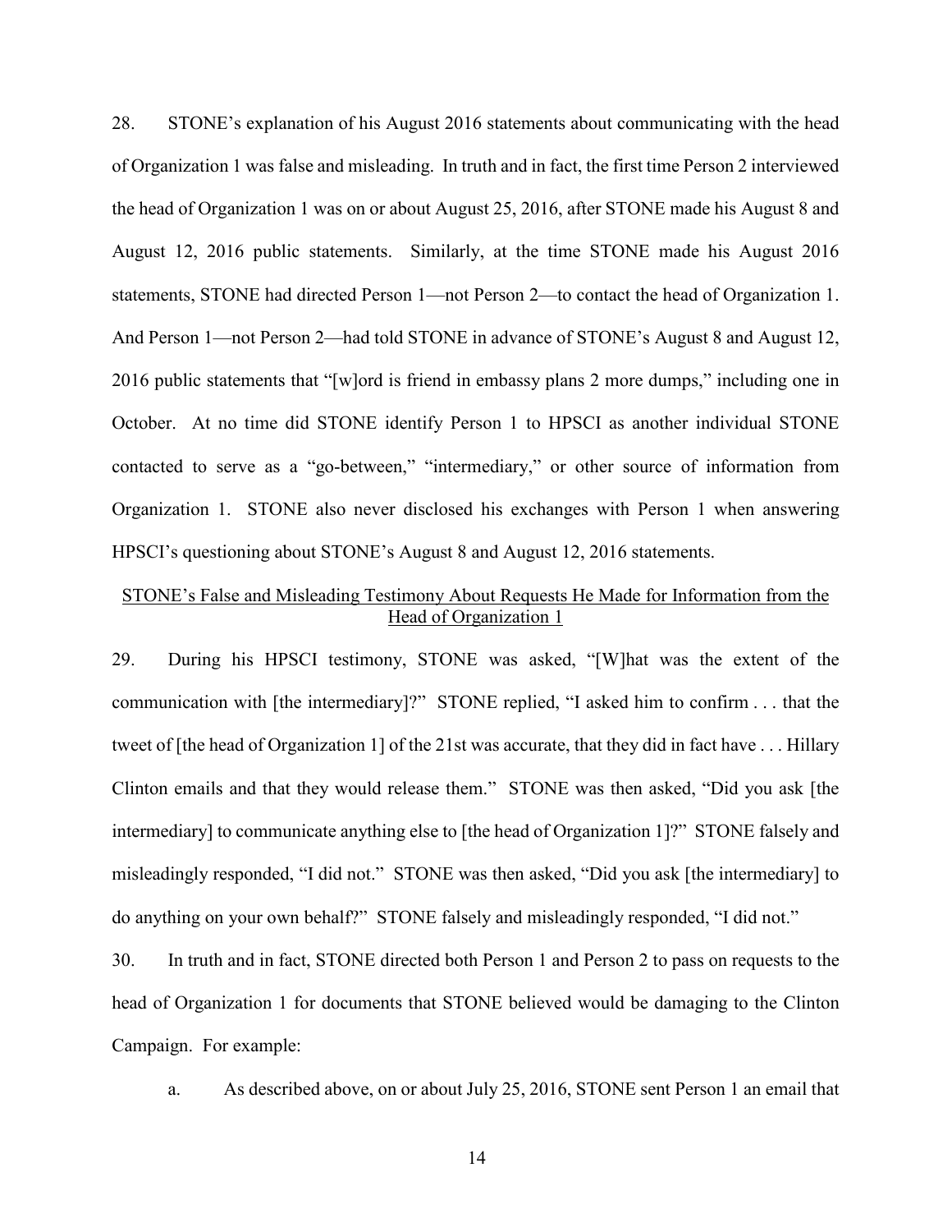28. STONE's explanation of his August 2016 statements about communicating with the head of Organization 1 was false and misleading. In truth and in fact, the first time Person 2 interviewed the head of Organization 1 was on or about August 25, 2016, after STONE made his August 8 and August 12, 2016 public statements. Similarly, at the time STONE made his August 2016 statements, STONE had directed Person 1—not Person 2—to contact the head of Organization 1. And Person 1—not Person 2—had told STONE in advance of STONE's August 8 and August 12, 2016 public statements that "[w]ord is friend in embassy plans 2 more dumps," including one in October. At no time did STONE identify Person 1 to HPSCI as another individual STONE contacted to serve as a "go-between," "intermediary," or other source of information from Organization 1. STONE also never disclosed his exchanges with Person 1 when answering HPSCI's questioning about STONE's August 8 and August 12, 2016 statements.

<u>STONE's False and Misleading Testimony About Requests He Made for Information from the Head of Organization 1</u>

29. During his HPSCI testimony, STONE was asked, "[W]hat was the extent of the communication with [the intermediary]?" STONE replied, "I asked him to confirm . . . that the tweet of [the head of Organization 1] of the 21st was accurate, that they did in fact have . . . Hillary Clinton emails and that they would release them." STONE was then asked, "Did you ask [the intermediary] to communicate anything else to [the head of Organization 1]?" STONE falsely and misleadingly responded, "I did not." STONE was then asked, "Did you ask [the intermediary] to do anything on your own behalf?" STONE falsely and misleadingly responded, "I did not."

30. In truth and in fact, STONE directed both Person 1 and Person 2 to pass on requests to the head of Organization 1 for documents that STONE believed would be damaging to the Clinton Campaign. For example:

a. As described above, on or about July 25, 2016, STONE sent Person 1 an email that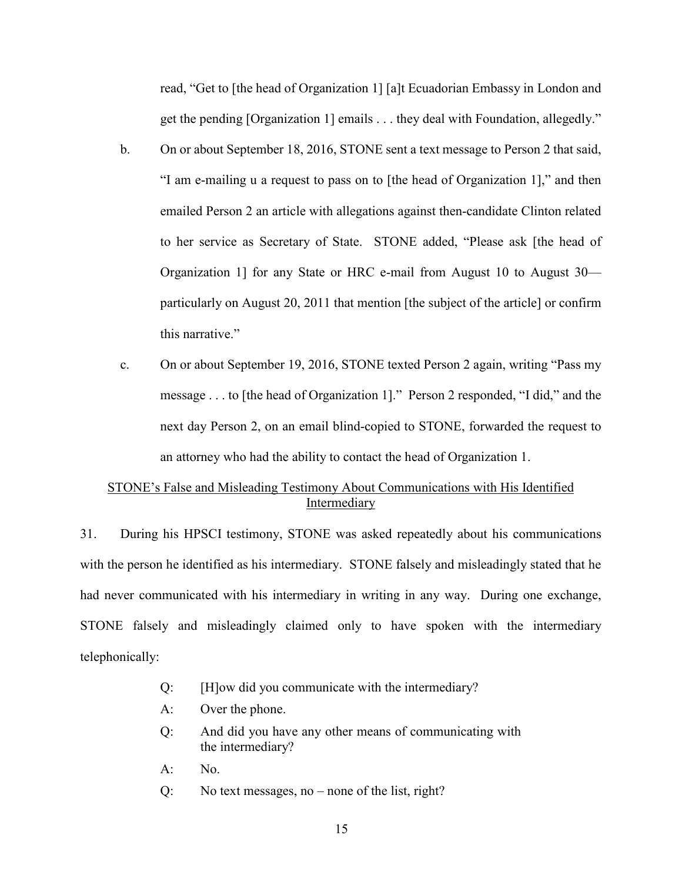read, "Get to [the head of Organization 1] [a]t Ecuadorian Embassy in London and get the pending [Organization 1] emails . . . they deal with Foundation, allegedly."

b. On or about September 18, 2016, STONE sent a text message to Person 2 that said, "I am e-mailing u a request to pass on to [the head of Organization 1]," and then emailed Person 2 an article with allegations against then-candidate Clinton related to her service as Secretary of State. STONE added, "Please ask [the head of Organization 1] for any State or HRC e-mail from August 10 to August 30—particularly on August 20, 2011 that mention [the subject of the article] or confirm this narrative."

c. On or about September 19, 2016, STONE texted Person 2 again, writing "Pass my message . . . to [the head of Organization 1]." Person 2 responded, "I did," and the next day Person 2, on an email blind-copied to STONE, forwarded the request to an attorney who had the ability to contact the head of Organization 1.

<u>STONE's False and Misleading Testimony About Communications with His Identified Intermediary</u>

31. During his HPSCI testimony, STONE was asked repeatedly about his communications with the person he identified as his intermediary. STONE falsely and misleadingly stated that he had never communicated with his intermediary in writing in any way. During one exchange, STONE falsely and misleadingly claimed only to have spoken with the intermediary telephonically:

> Q: [H]ow did you communicate with the intermediary?
>
> A: Over the phone.
>
> Q: And did you have any other means of communicating with the intermediary?
>
> A: No.
>
> Q: No text messages, no – none of the list, right?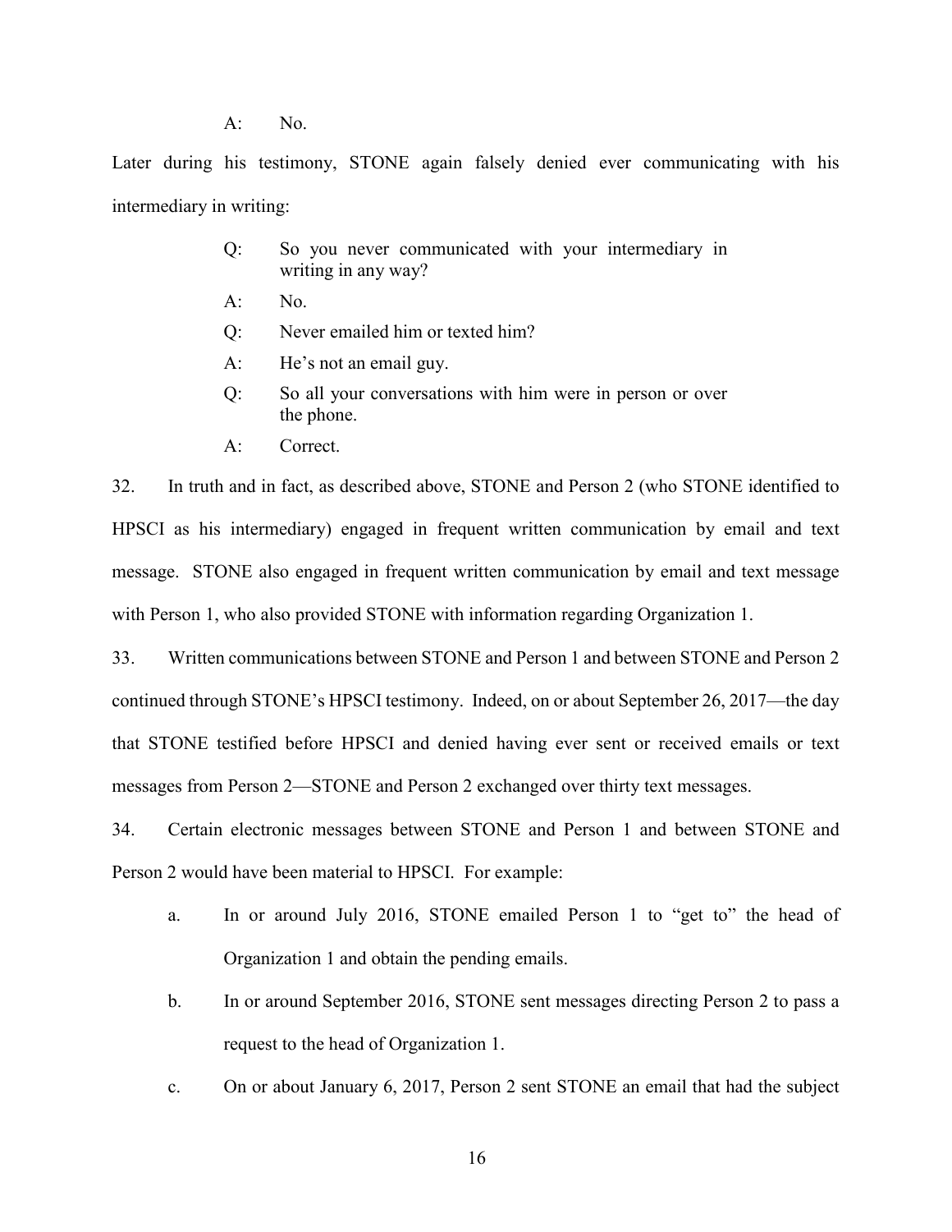A: No.

Later during his testimony, STONE again falsely denied ever communicating with his intermediary in writing:

> Q: So you never communicated with your intermediary in writing in any way?
>
> A: No.
>
> Q: Never emailed him or texted him?
>
> A: He's not an email guy.
>
> Q: So all your conversations with him were in person or over the phone.
>
> A: Correct.

32. In truth and in fact, as described above, STONE and Person 2 (who STONE identified to HPSCI as his intermediary) engaged in frequent written communication by email and text message. STONE also engaged in frequent written communication by email and text message with Person 1, who also provided STONE with information regarding Organization 1.

33. Written communications between STONE and Person 1 and between STONE and Person 2 continued through STONE's HPSCI testimony. Indeed, on or about September 26, 2017—the day that STONE testified before HPSCI and denied having ever sent or received emails or text messages from Person 2—STONE and Person 2 exchanged over thirty text messages.

34. Certain electronic messages between STONE and Person 1 and between STONE and Person 2 would have been material to HPSCI. For example:

a. In or around July 2016, STONE emailed Person 1 to "get to" the head of Organization 1 and obtain the pending emails.

b. In or around September 2016, STONE sent messages directing Person 2 to pass a request to the head of Organization 1.

c. On or about January 6, 2017, Person 2 sent STONE an email that had the subject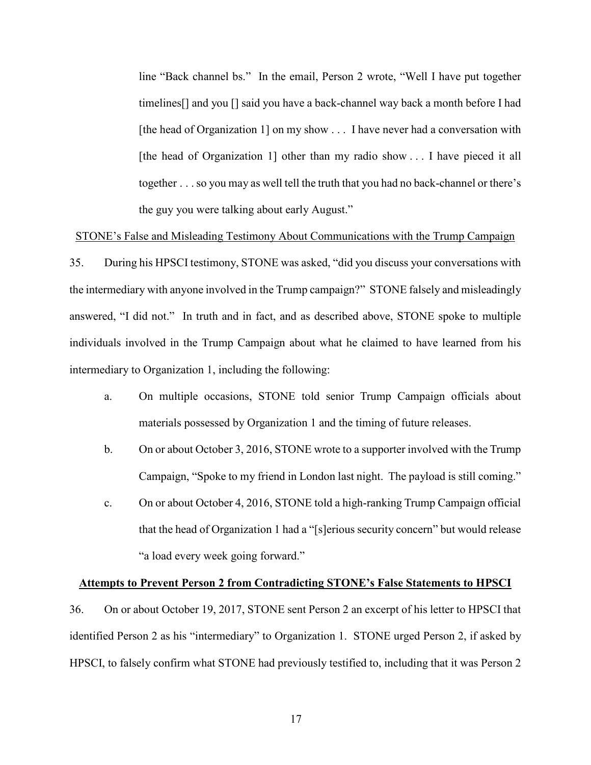line "Back channel bs." In the email, Person 2 wrote, "Well I have put together timelines[] and you [] said you have a back-channel way back a month before I had [the head of Organization 1] on my show . . . I have never had a conversation with [the head of Organization 1] other than my radio show . . . I have pieced it all together . . . so you may as well tell the truth that you had no back-channel or there's the guy you were talking about early August."

<u>STONE's False and Misleading Testimony About Communications with the Trump Campaign</u>

35. During his HPSCI testimony, STONE was asked, "did you discuss your conversations with the intermediary with anyone involved in the Trump campaign?" STONE falsely and misleadingly answered, "I did not." In truth and in fact, and as described above, STONE spoke to multiple individuals involved in the Trump Campaign about what he claimed to have learned from his intermediary to Organization 1, including the following:

a. On multiple occasions, STONE told senior Trump Campaign officials about materials possessed by Organization 1 and the timing of future releases.

b. On or about October 3, 2016, STONE wrote to a supporter involved with the Trump Campaign, "Spoke to my friend in London last night. The payload is still coming."

c. On or about October 4, 2016, STONE told a high-ranking Trump Campaign official that the head of Organization 1 had a "[s]erious security concern" but would release "a load every week going forward."

**<u>Attempts to Prevent Person 2 from Contradicting STONE's False Statements to HPSCI</u>**

36. On or about October 19, 2017, STONE sent Person 2 an excerpt of his letter to HPSCI that identified Person 2 as his "intermediary" to Organization 1. STONE urged Person 2, if asked by HPSCI, to falsely confirm what STONE had previously testified to, including that it was Person 2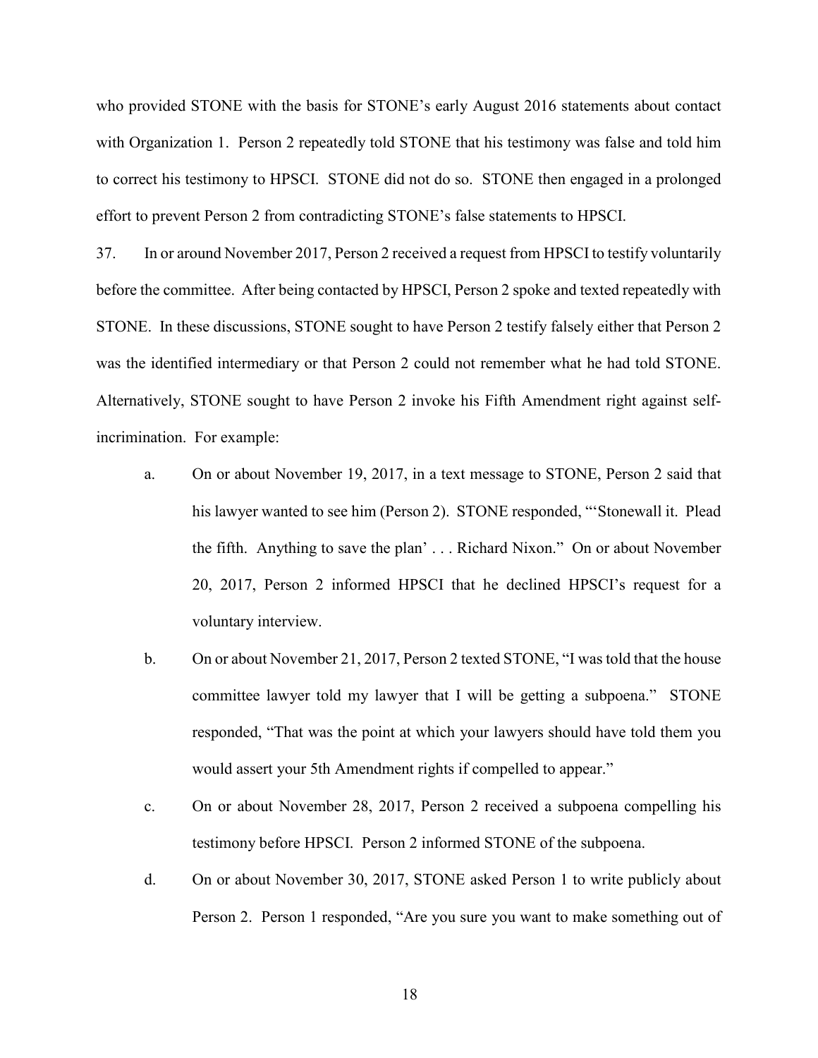who provided STONE with the basis for STONE's early August 2016 statements about contact with Organization 1. Person 2 repeatedly told STONE that his testimony was false and told him to correct his testimony to HPSCI. STONE did not do so. STONE then engaged in a prolonged effort to prevent Person 2 from contradicting STONE's false statements to HPSCI.

37. In or around November 2017, Person 2 received a request from HPSCI to testify voluntarily before the committee. After being contacted by HPSCI, Person 2 spoke and texted repeatedly with STONE. In these discussions, STONE sought to have Person 2 testify falsely either that Person 2 was the identified intermediary or that Person 2 could not remember what he had told STONE. Alternatively, STONE sought to have Person 2 invoke his Fifth Amendment right against self-incrimination. For example:

a. On or about November 19, 2017, in a text message to STONE, Person 2 said that his lawyer wanted to see him (Person 2). STONE responded, "'Stonewall it. Plead the fifth. Anything to save the plan' . . . Richard Nixon." On or about November 20, 2017, Person 2 informed HPSCI that he declined HPSCI's request for a voluntary interview.

b. On or about November 21, 2017, Person 2 texted STONE, "I was told that the house committee lawyer told my lawyer that I will be getting a subpoena." STONE responded, "That was the point at which your lawyers should have told them you would assert your 5th Amendment rights if compelled to appear."

c. On or about November 28, 2017, Person 2 received a subpoena compelling his testimony before HPSCI. Person 2 informed STONE of the subpoena.

d. On or about November 30, 2017, STONE asked Person 1 to write publicly about Person 2. Person 1 responded, "Are you sure you want to make something out of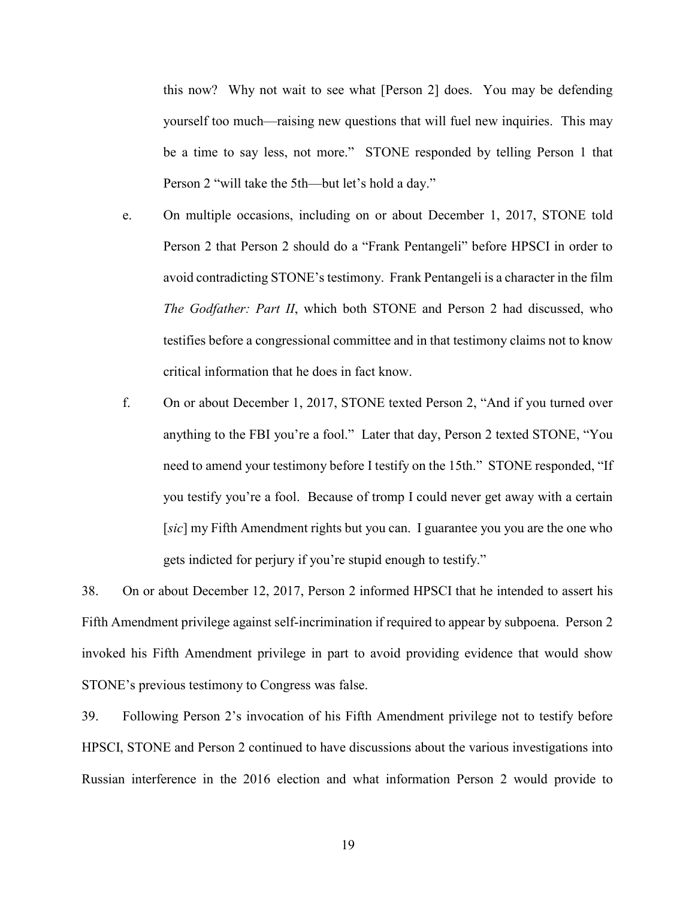this now? Why not wait to see what [Person 2] does. You may be defending yourself too much—raising new questions that will fuel new inquiries. This may be a time to say less, not more." STONE responded by telling Person 1 that Person 2 "will take the 5th—but let's hold a day."

e. On multiple occasions, including on or about December 1, 2017, STONE told Person 2 that Person 2 should do a "Frank Pentangeli" before HPSCI in order to avoid contradicting STONE's testimony. Frank Pentangeli is a character in the film *The Godfather: Part II*, which both STONE and Person 2 had discussed, who testifies before a congressional committee and in that testimony claims not to know critical information that he does in fact know.

f. On or about December 1, 2017, STONE texted Person 2, "And if you turned over anything to the FBI you're a fool." Later that day, Person 2 texted STONE, "You need to amend your testimony before I testify on the 15th." STONE responded, "If you testify you're a fool. Because of tromp I could never get away with a certain [*sic*] my Fifth Amendment rights but you can. I guarantee you you are the one who gets indicted for perjury if you're stupid enough to testify."

38. On or about December 12, 2017, Person 2 informed HPSCI that he intended to assert his Fifth Amendment privilege against self-incrimination if required to appear by subpoena. Person 2 invoked his Fifth Amendment privilege in part to avoid providing evidence that would show STONE's previous testimony to Congress was false.

39. Following Person 2's invocation of his Fifth Amendment privilege not to testify before HPSCI, STONE and Person 2 continued to have discussions about the various investigations into Russian interference in the 2016 election and what information Person 2 would provide to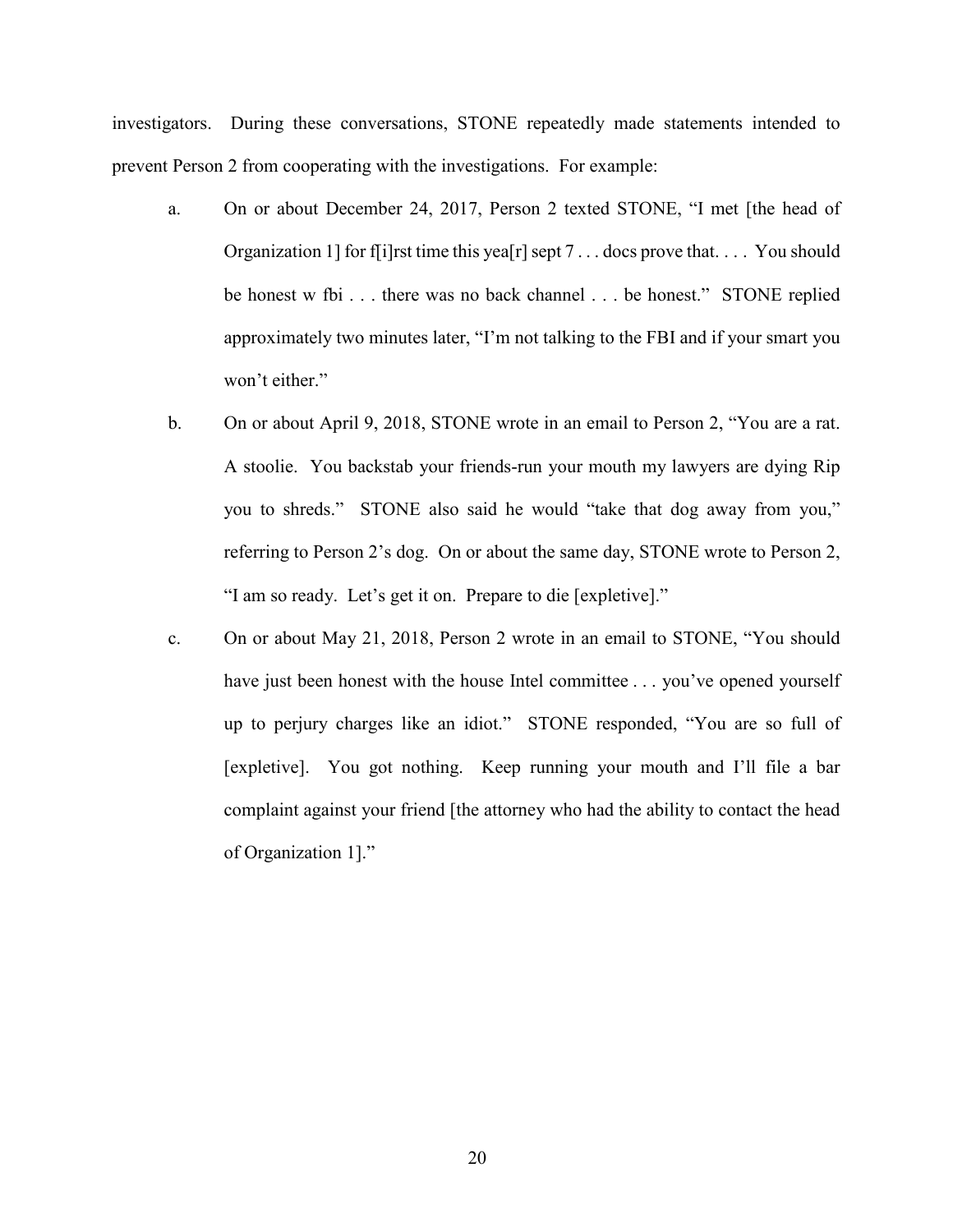investigators. During these conversations, STONE repeatedly made statements intended to prevent Person 2 from cooperating with the investigations. For example:

a. On or about December 24, 2017, Person 2 texted STONE, "I met [the head of Organization 1] for f[i]rst time this yea[r] sept 7 . . . docs prove that. . . . You should be honest w fbi . . . there was no back channel . . . be honest." STONE replied approximately two minutes later, "I'm not talking to the FBI and if your smart you won't either."

b. On or about April 9, 2018, STONE wrote in an email to Person 2, "You are a rat. A stoolie. You backstab your friends-run your mouth my lawyers are dying Rip you to shreds." STONE also said he would "take that dog away from you," referring to Person 2's dog. On or about the same day, STONE wrote to Person 2, "I am so ready. Let's get it on. Prepare to die [expletive]."

c. On or about May 21, 2018, Person 2 wrote in an email to STONE, "You should have just been honest with the house Intel committee . . . you've opened yourself up to perjury charges like an idiot." STONE responded, "You are so full of [expletive]. You got nothing. Keep running your mouth and I'll file a bar complaint against your friend [the attorney who had the ability to contact the head of Organization 1]."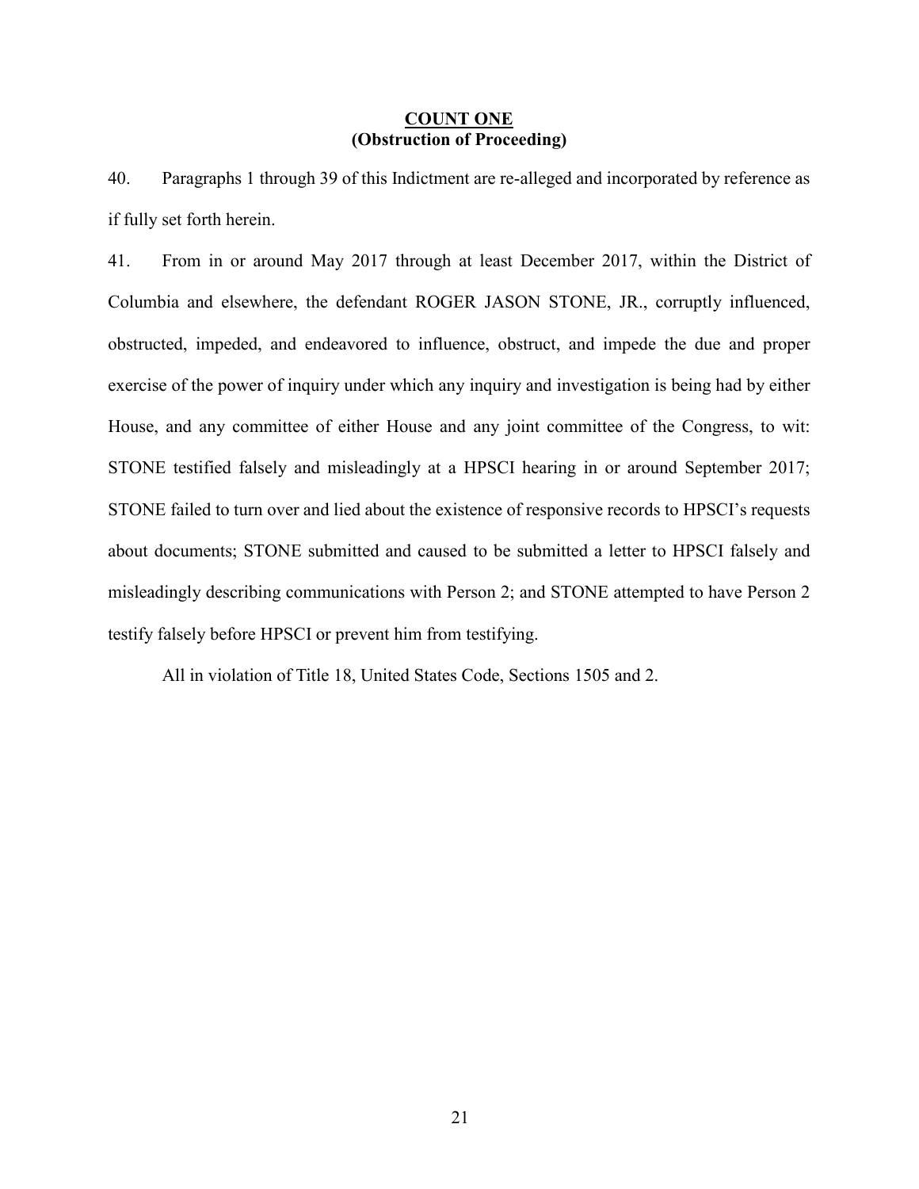## COUNT ONE
## (Obstruction of Proceeding)

40. Paragraphs 1 through 39 of this Indictment are re-alleged and incorporated by reference as if fully set forth herein.

41. From in or around May 2017 through at least December 2017, within the District of Columbia and elsewhere, the defendant ROGER JASON STONE, JR., corruptly influenced, obstructed, impeded, and endeavored to influence, obstruct, and impede the due and proper exercise of the power of inquiry under which any inquiry and investigation is being had by either House, and any committee of either House and any joint committee of the Congress, to wit: STONE testified falsely and misleadingly at a HPSCI hearing in or around September 2017; STONE failed to turn over and lied about the existence of responsive records to HPSCI's requests about documents; STONE submitted and caused to be submitted a letter to HPSCI falsely and misleadingly describing communications with Person 2; and STONE attempted to have Person 2 testify falsely before HPSCI or prevent him from testifying.

All in violation of Title 18, United States Code, Sections 1505 and 2.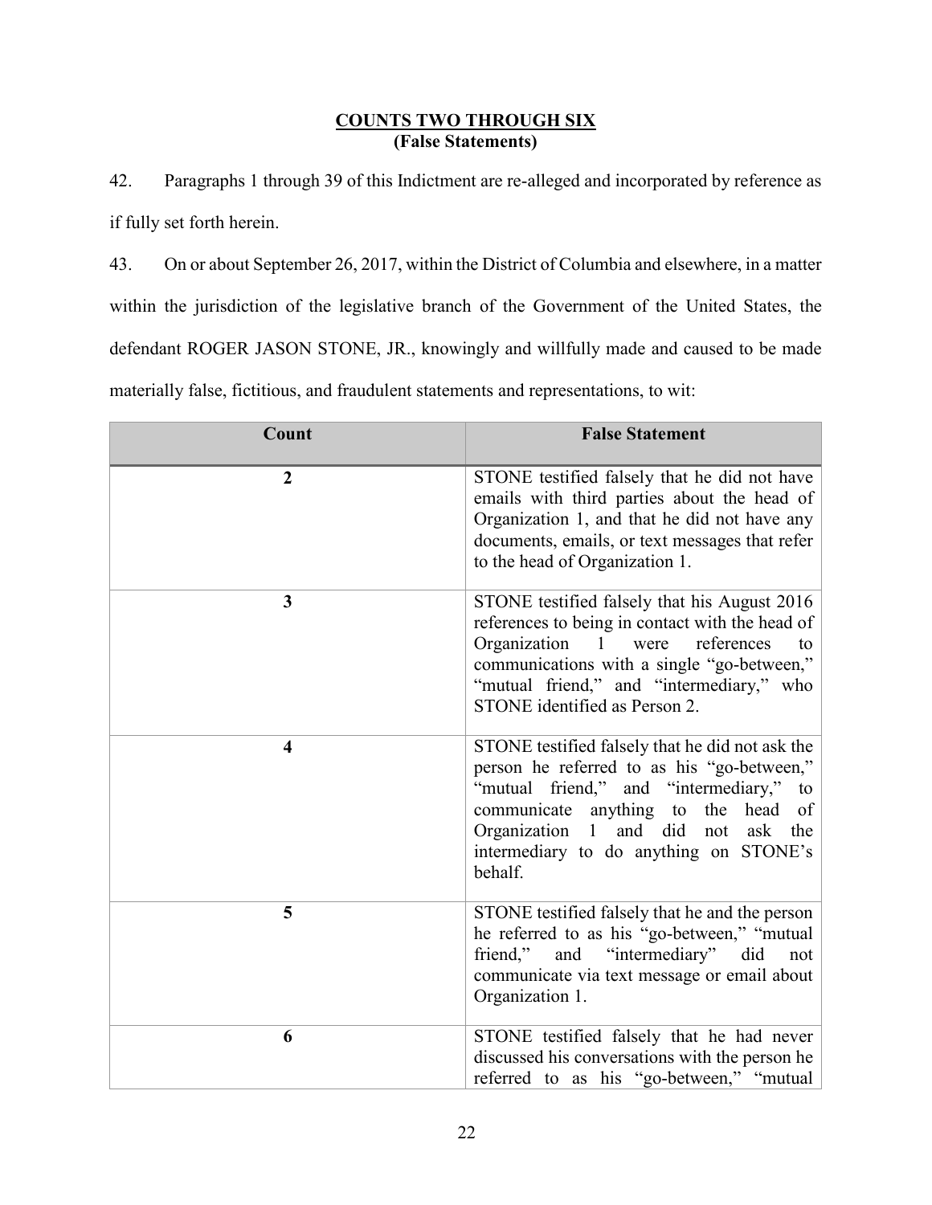## COUNTS TWO THROUGH SIX
**(False Statements)**

42. Paragraphs 1 through 39 of this Indictment are re-alleged and incorporated by reference as if fully set forth herein.

43. On or about September 26, 2017, within the District of Columbia and elsewhere, in a matter within the jurisdiction of the legislative branch of the Government of the United States, the defendant ROGER JASON STONE, JR., knowingly and willfully made and caused to be made materially false, fictitious, and fraudulent statements and representations, to wit:

| Count | False Statement |
|---|---|
| **2** | STONE testified falsely that he did not have emails with third parties about the head of Organization 1, and that he did not have any documents, emails, or text messages that refer to the head of Organization 1. |
| **3** | STONE testified falsely that his August 2016 references to being in contact with the head of Organization 1 were references to communications with a single "go-between," "mutual friend," and "intermediary," who STONE identified as Person 2. |
| **4** | STONE testified falsely that he did not ask the person he referred to as his "go-between," "mutual friend," and "intermediary," to communicate anything to the head of Organization 1 and did not ask the intermediary to do anything on STONE's behalf. |
| **5** | STONE testified falsely that he and the person he referred to as his "go-between," "mutual friend," and "intermediary" did not communicate via text message or email about Organization 1. |
| **6** | STONE testified falsely that he had never discussed his conversations with the person he referred to as his "go-between," "mutual |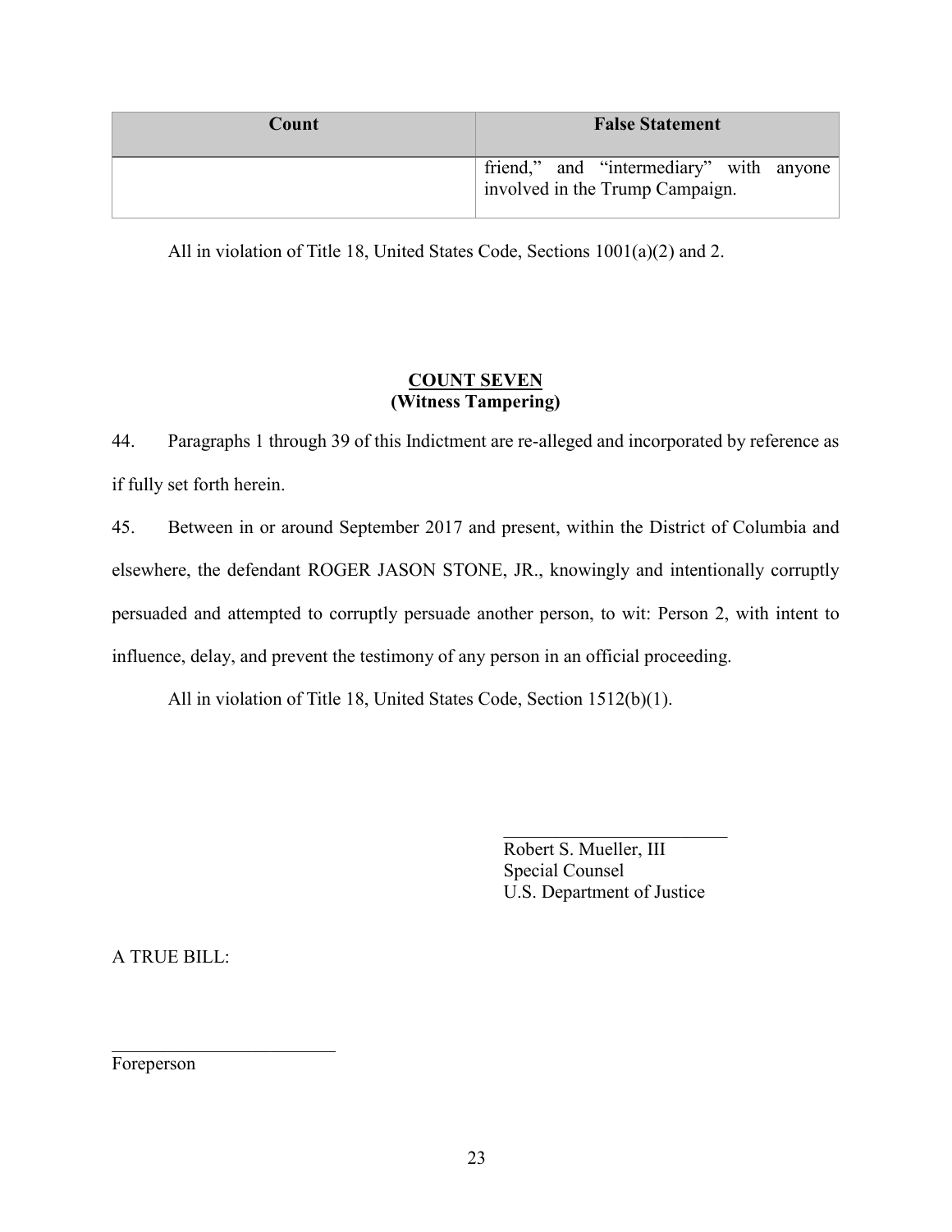| Count | False Statement |
| --- | --- |
| | friend," and "intermediary" with anyone involved in the Trump Campaign. |

All in violation of Title 18, United States Code, Sections 1001(a)(2) and 2.

## COUNT SEVEN
**(Witness Tampering)**

44. Paragraphs 1 through 39 of this Indictment are re-alleged and incorporated by reference as if fully set forth herein.

45. Between in or around September 2017 and present, within the District of Columbia and elsewhere, the defendant ROGER JASON STONE, JR., knowingly and intentionally corruptly persuaded and attempted to corruptly persuade another person, to wit: Person 2, with intent to influence, delay, and prevent the testimony of any person in an official proceeding.

All in violation of Title 18, United States Code, Section 1512(b)(1).

\_\_\_\_\_\_\_\_\_\_\_\_\_\_\_\_\_\_\_\_\_\_\_\_\_
Robert S. Mueller, III
Special Counsel
U.S. Department of Justice

A TRUE BILL:

\_\_\_\_\_\_\_\_\_\_\_\_\_\_\_\_\_\_\_\_\_\_\_\_\_
Foreperson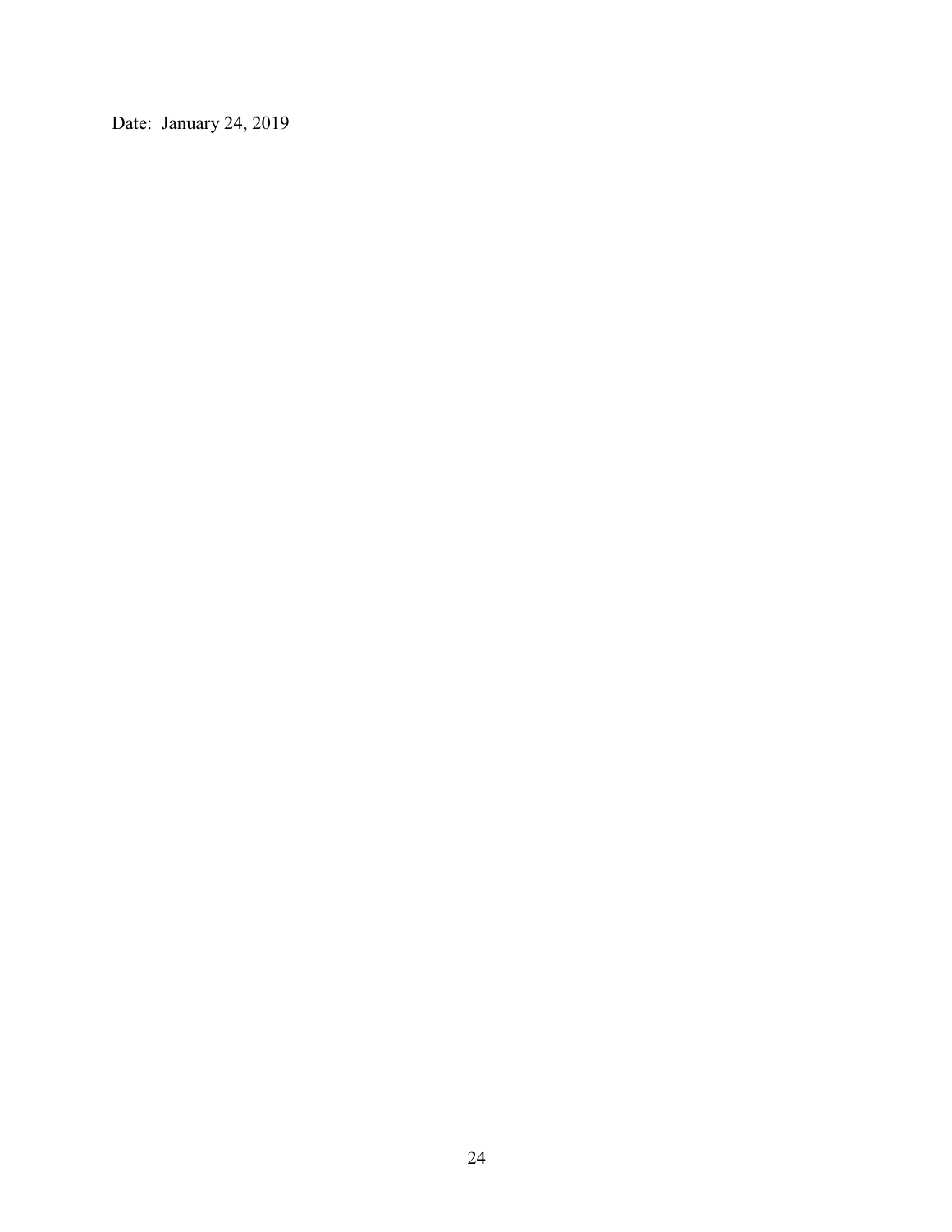Date: January 24, 2019